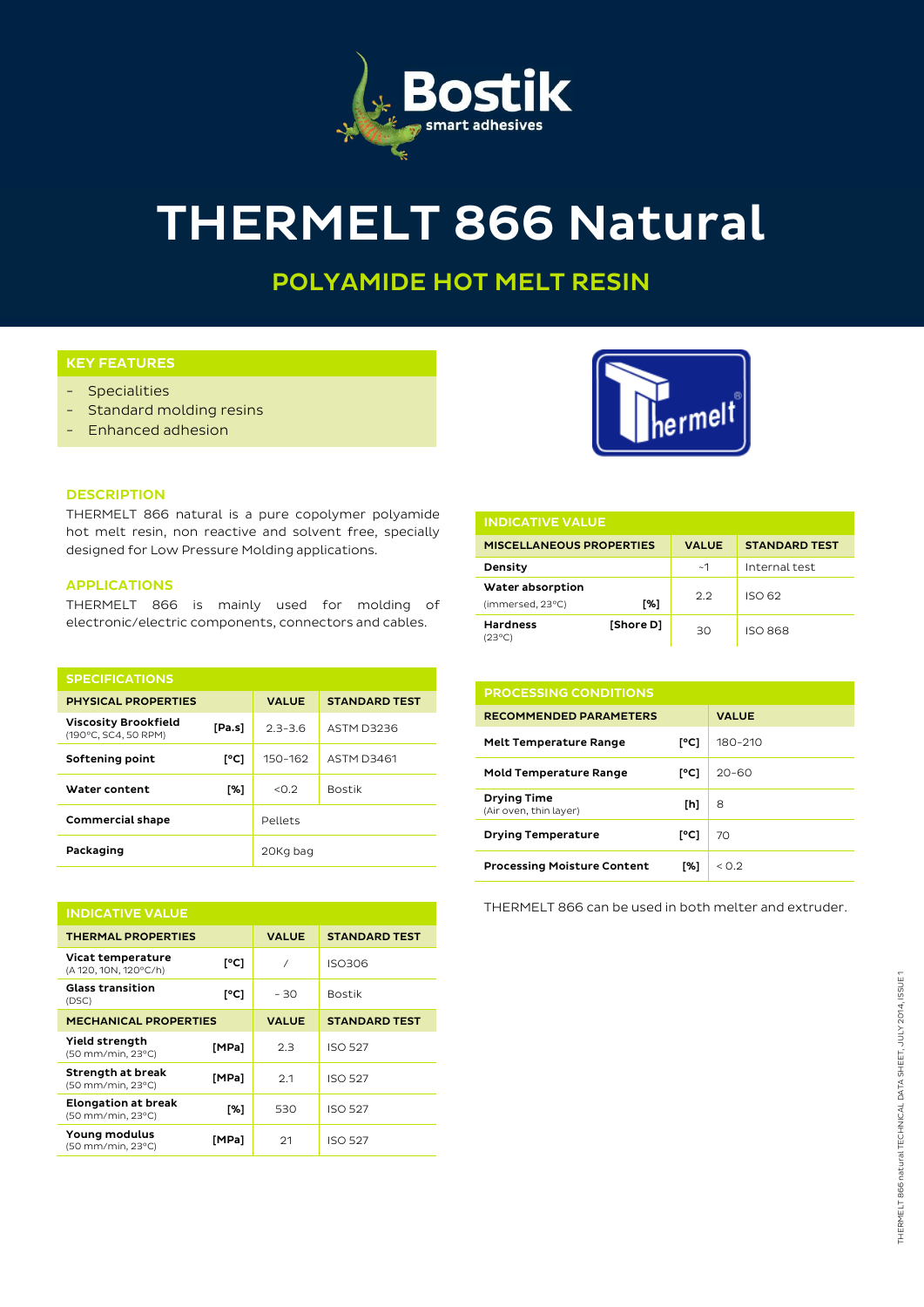# THERMELT 866 Natural

## POLYAMIDE HOT MELT RESIN

### KEY FEATURES

- Specialities
- Standard molding resins
- Enhanced adhesion

### DESCRIPTION

THERMELT 866 natural is a pure copolymer polyamide hot melt resin, non reactive and solvent free, specially designed for Low Pressure Molding applications.

### APPLICATIONS

THERMELT 866 is mainly used for molding of electronic/electric components, connectors and cables.

### SPECIFICATIONS

| PHYSICAL PROPERTIES | | VALUE | STANDARD TEST |
|---|---|---|---|
| **Viscosity Brookfield** (190°C, SC4, 50 RPM) | [Pa.s] | 2.3-3.6 | ASTM D3236 |
| **Softening point** | [°C] | 150-162 | ASTM D3461 |
| **Water content** | [%] | <0.2 | Bostik |
| **Commercial shape** | | Pellets | |
| **Packaging** | | 20Kg bag | |

### INDICATIVE VALUE

| THERMAL PROPERTIES | | VALUE | STANDARD TEST |
|---|---|---|---|
| **Vicat temperature** (A 120, 10N, 120°C/h) | [°C] | / | ISO306 |
| **Glass transition** (DSC) | [°C] | - 30 | Bostik |
| **MECHANICAL PROPERTIES** | | **VALUE** | **STANDARD TEST** |
| **Yield strength** (50 mm/min, 23°C) | [MPa] | 2.3 | ISO 527 |
| **Strength at break** (50 mm/min, 23°C) | [MPa] | 2.1 | ISO 527 |
| **Elongation at break** (50 mm/min, 23°C) | [%] | 530 | ISO 527 |
| **Young modulus** (50 mm/min, 23°C) | [MPa] | 21 | ISO 527 |

### INDICATIVE VALUE

| MISCELLANEOUS PROPERTIES | | VALUE | STANDARD TEST |
|---|---|---|---|
| **Density** | | ~1 | Internal test |
| **Water absorption** (immersed, 23°C) | [%] | 2.2 | ISO 62 |
| **Hardness** (23°C) | [Shore D] | 30 | ISO 868 |

### PROCESSING CONDITIONS

| RECOMMENDED PARAMETERS | | VALUE |
|---|---|---|
| **Melt Temperature Range** | [°C] | 180-210 |
| **Mold Temperature Range** | [°C] | 20-60 |
| **Drying Time** (Air oven, thin layer) | [h] | 8 |
| **Drying Temperature** | [°C] | 70 |
| **Processing Moisture Content** | [%] | < 0.2 |

THERMELT 866 can be used in both melter and extruder.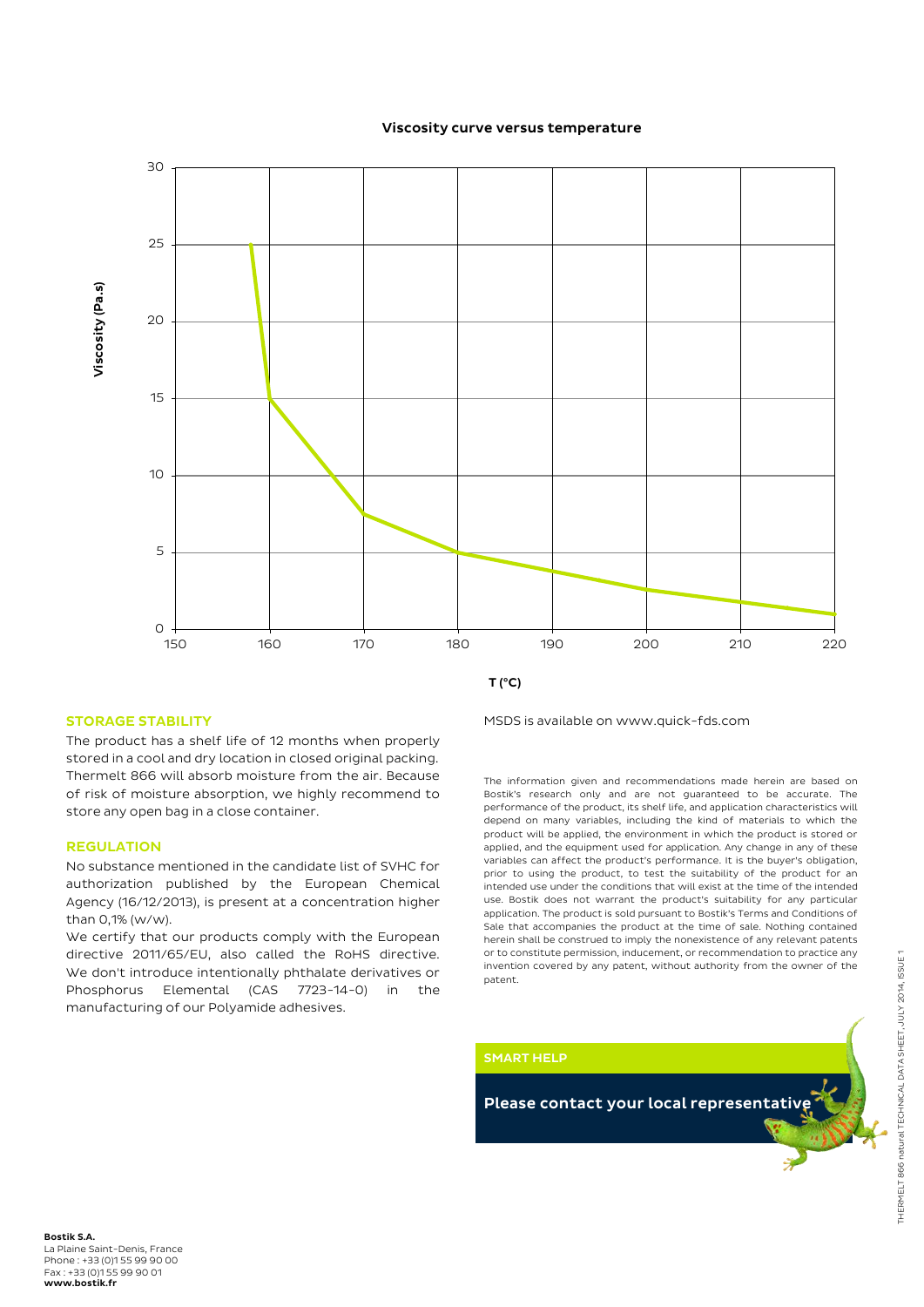**Viscosity curve versus temperature**

Viscosity (Pa.s)

30
25
20
15
10
5
0

150 160 170 180 190 200 210 220

T (°C)

## STORAGE STABILITY

The product has a shelf life of 12 months when properly stored in a cool and dry location in closed original packing. Thermelt 866 will absorb moisture from the air. Because of risk of moisture absorption, we highly recommend to store any open bag in a close container.

## REGULATION

No substance mentioned in the candidate list of SVHC for authorization published by the European Chemical Agency (16/12/2013), is present at a concentration higher than 0,1% (w/w).

We certify that our products comply with the European directive 2011/65/EU, also called the RoHS directive. We don't introduce intentionally phthalate derivatives or Phosphorus Elemental (CAS 7723-14-0) in the manufacturing of our Polyamide adhesives.

MSDS is available on www.quick-fds.com

The information given and recommendations made herein are based on Bostik's research only and are not guaranteed to be accurate. The performance of the product, its shelf life, and application characteristics will depend on many variables, including the kind of materials to which the product will be applied, the environment in which the product is stored or applied, and the equipment used for application. Any change in any of these variables can affect the product's performance. It is the buyer's obligation, prior to using the product, to test the suitability of the product for an intended use under the conditions that will exist at the time of the intended use. Bostik does not warrant the product's suitability for any particular application. The product is sold pursuant to Bostik's Terms and Conditions of Sale that accompanies the product at the time of sale. Nothing contained herein shall be construed to imply the nonexistence of any relevant patents or to constitute permission, inducement, or recommendation to practice any invention covered by any patent, without authority from the owner of the patent.

**SMART HELP**

**Please contact your local representative**

THERMELT 866 natural TECHNICAL DATA SHEET, JULY 2014, ISSUE 1

**Bostik S.A.**
La Plaine Saint-Denis, France
Phone : +33 (0)1 55 99 90 00
Fax : +33 (0)1 55 99 90 01
**www.bostik.fr**